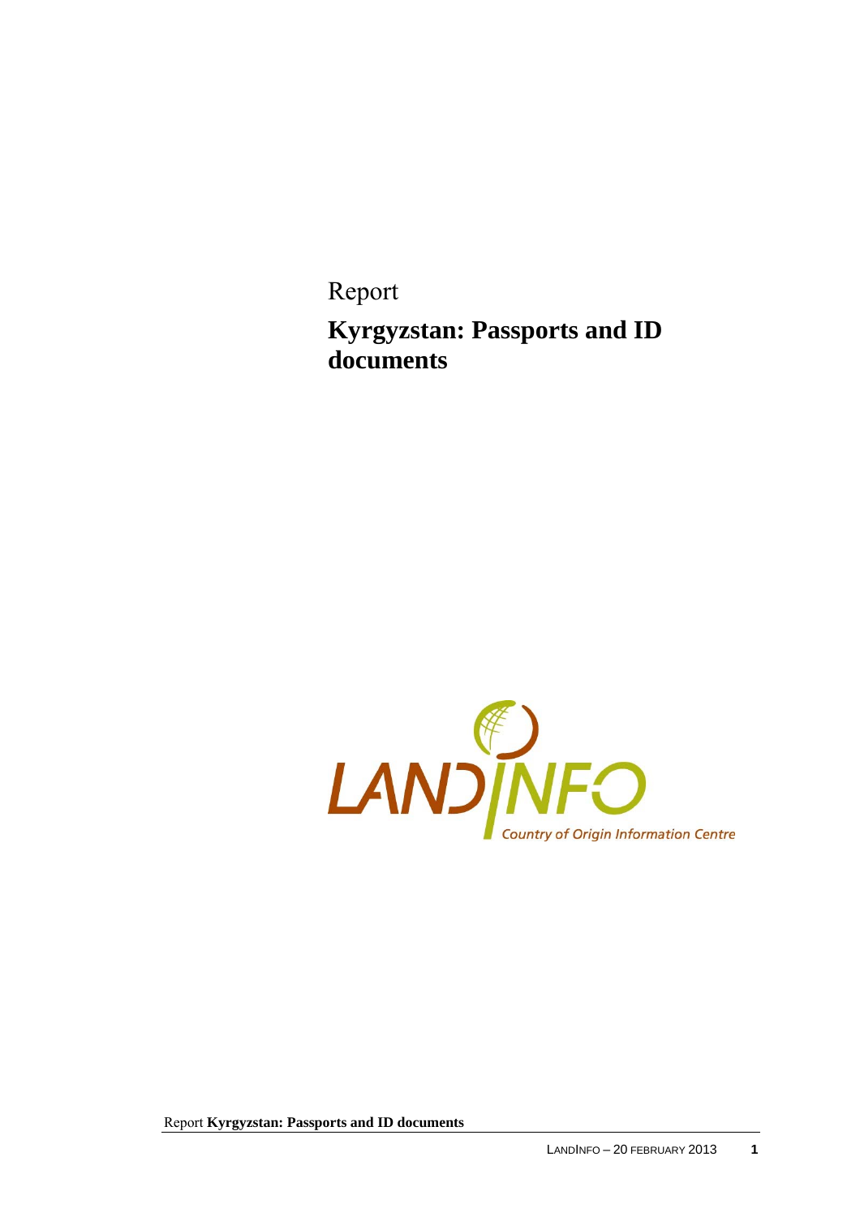Report

# Kyrgyzstan: Passports and ID documents

LANDINFO

Country of Origin Information Centre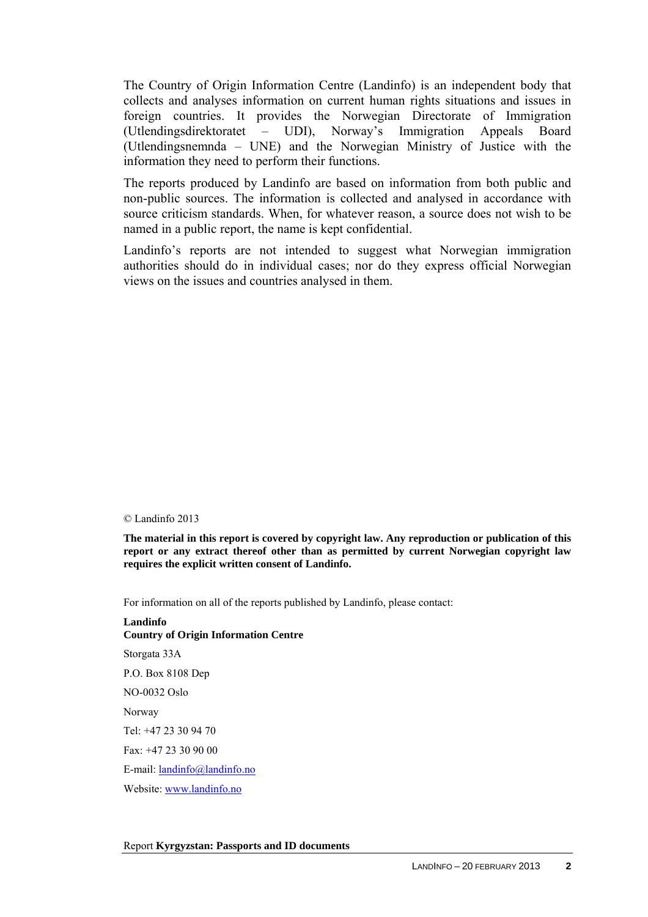The Country of Origin Information Centre (Landinfo) is an independent body that collects and analyses information on current human rights situations and issues in foreign countries. It provides the Norwegian Directorate of Immigration (Utlendingsdirektoratet – UDI), Norway's Immigration Appeals Board (Utlendingsnemnda – UNE) and the Norwegian Ministry of Justice with the information they need to perform their functions.

The reports produced by Landinfo are based on information from both public and non-public sources. The information is collected and analysed in accordance with source criticism standards. When, for whatever reason, a source does not wish to be named in a public report, the name is kept confidential.

Landinfo's reports are not intended to suggest what Norwegian immigration authorities should do in individual cases; nor do they express official Norwegian views on the issues and countries analysed in them.

© Landinfo 2013

**The material in this report is covered by copyright law. Any reproduction or publication of this report or any extract thereof other than as permitted by current Norwegian copyright law requires the explicit written consent of Landinfo.**

For information on all of the reports published by Landinfo, please contact:

**Landinfo**
**Country of Origin Information Centre**

Storgata 33A

P.O. Box 8108 Dep

NO-0032 Oslo

Norway

Tel: +47 23 30 94 70

Fax: +47 23 30 90 00

E-mail: landinfo@landinfo.no

Website: www.landinfo.no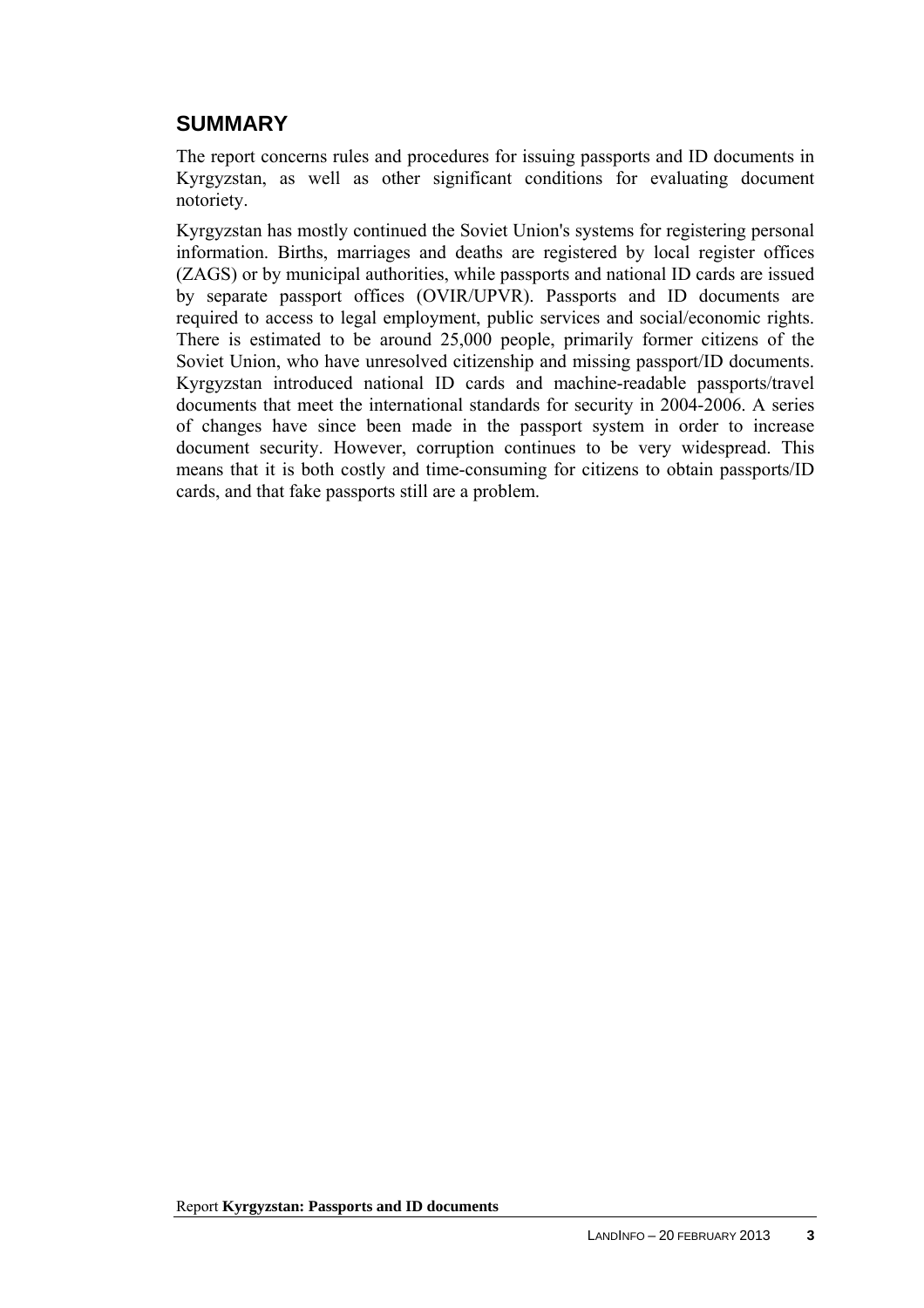## SUMMARY

The report concerns rules and procedures for issuing passports and ID documents in Kyrgyzstan, as well as other significant conditions for evaluating document notoriety.

Kyrgyzstan has mostly continued the Soviet Union's systems for registering personal information. Births, marriages and deaths are registered by local register offices (ZAGS) or by municipal authorities, while passports and national ID cards are issued by separate passport offices (OVIR/UPVR). Passports and ID documents are required to access to legal employment, public services and social/economic rights. There is estimated to be around 25,000 people, primarily former citizens of the Soviet Union, who have unresolved citizenship and missing passport/ID documents. Kyrgyzstan introduced national ID cards and machine-readable passports/travel documents that meet the international standards for security in 2004-2006. A series of changes have since been made in the passport system in order to increase document security. However, corruption continues to be very widespread. This means that it is both costly and time-consuming for citizens to obtain passports/ID cards, and that fake passports still are a problem.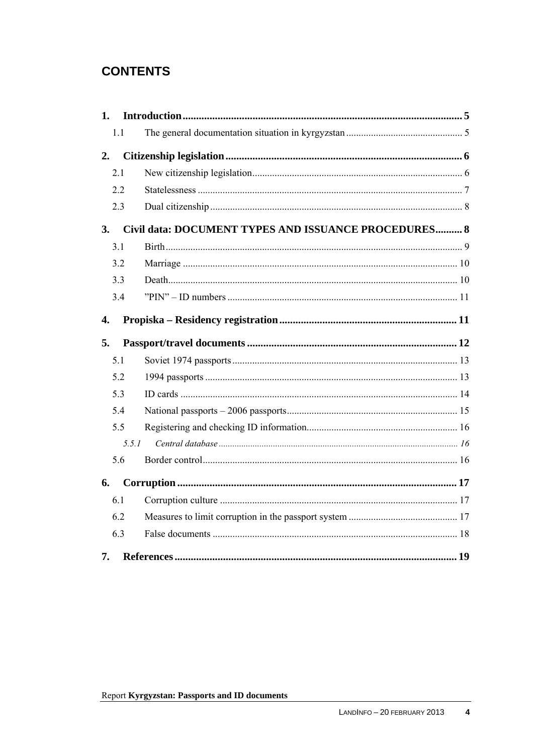## CONTENTS

1. **Introduction** ... 5
   - 1.1 The general documentation situation in kyrgyzstan ... 5
2. **Citizenship legislation** ... 6
   - 2.1 New citizenship legislation ... 6
   - 2.2 Statelessness ... 7
   - 2.3 Dual citizenship ... 8
3. **Civil data: DOCUMENT TYPES AND ISSUANCE PROCEDURES** ... 8
   - 3.1 Birth ... 9
   - 3.2 Marriage ... 10
   - 3.3 Death ... 10
   - 3.4 "PIN" – ID numbers ... 11
4. **Propiska – Residency registration** ... 11
5. **Passport/travel documents** ... 12
   - 5.1 Soviet 1974 passports ... 13
   - 5.2 1994 passports ... 13
   - 5.3 ID cards ... 14
   - 5.4 National passports – 2006 passports ... 15
   - 5.5 Registering and checking ID information ... 16
     - *5.5.1 Central database ... 16*
   - 5.6 Border control ... 16
6. **Corruption** ... 17
   - 6.1 Corruption culture ... 17
   - 6.2 Measures to limit corruption in the passport system ... 17
   - 6.3 False documents ... 18
7. **References** ... 19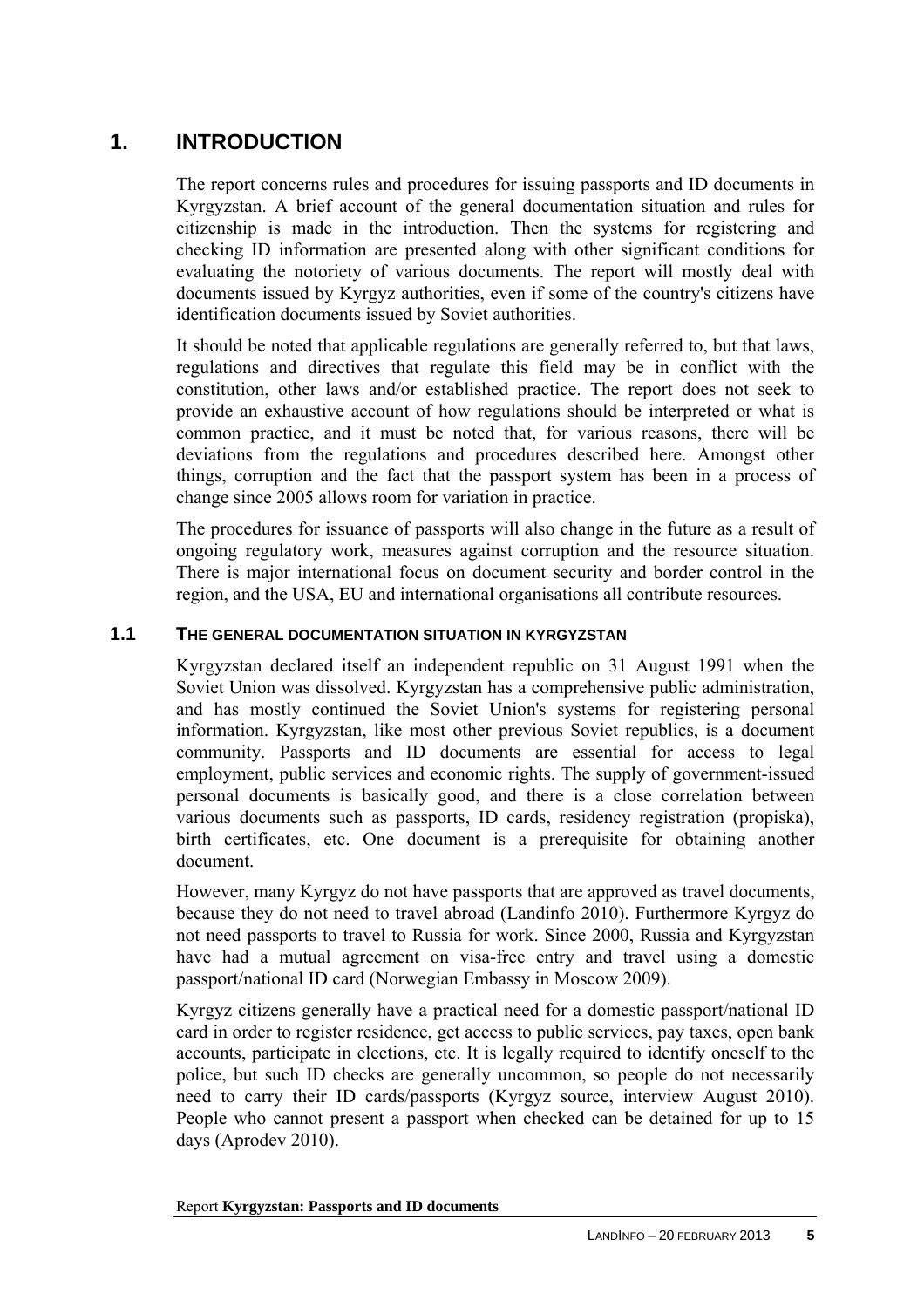# 1. INTRODUCTION

The report concerns rules and procedures for issuing passports and ID documents in Kyrgyzstan. A brief account of the general documentation situation and rules for citizenship is made in the introduction. Then the systems for registering and checking ID information are presented along with other significant conditions for evaluating the notoriety of various documents. The report will mostly deal with documents issued by Kyrgyz authorities, even if some of the country's citizens have identification documents issued by Soviet authorities.

It should be noted that applicable regulations are generally referred to, but that laws, regulations and directives that regulate this field may be in conflict with the constitution, other laws and/or established practice. The report does not seek to provide an exhaustive account of how regulations should be interpreted or what is common practice, and it must be noted that, for various reasons, there will be deviations from the regulations and procedures described here. Amongst other things, corruption and the fact that the passport system has been in a process of change since 2005 allows room for variation in practice.

The procedures for issuance of passports will also change in the future as a result of ongoing regulatory work, measures against corruption and the resource situation. There is major international focus on document security and border control in the region, and the USA, EU and international organisations all contribute resources.

## 1.1 THE GENERAL DOCUMENTATION SITUATION IN KYRGYZSTAN

Kyrgyzstan declared itself an independent republic on 31 August 1991 when the Soviet Union was dissolved. Kyrgyzstan has a comprehensive public administration, and has mostly continued the Soviet Union's systems for registering personal information. Kyrgyzstan, like most other previous Soviet republics, is a document community. Passports and ID documents are essential for access to legal employment, public services and economic rights. The supply of government-issued personal documents is basically good, and there is a close correlation between various documents such as passports, ID cards, residency registration (propiska), birth certificates, etc. One document is a prerequisite for obtaining another document.

However, many Kyrgyz do not have passports that are approved as travel documents, because they do not need to travel abroad (Landinfo 2010). Furthermore Kyrgyz do not need passports to travel to Russia for work. Since 2000, Russia and Kyrgyzstan have had a mutual agreement on visa-free entry and travel using a domestic passport/national ID card (Norwegian Embassy in Moscow 2009).

Kyrgyz citizens generally have a practical need for a domestic passport/national ID card in order to register residence, get access to public services, pay taxes, open bank accounts, participate in elections, etc. It is legally required to identify oneself to the police, but such ID checks are generally uncommon, so people do not necessarily need to carry their ID cards/passports (Kyrgyz source, interview August 2010). People who cannot present a passport when checked can be detained for up to 15 days (Aprodev 2010).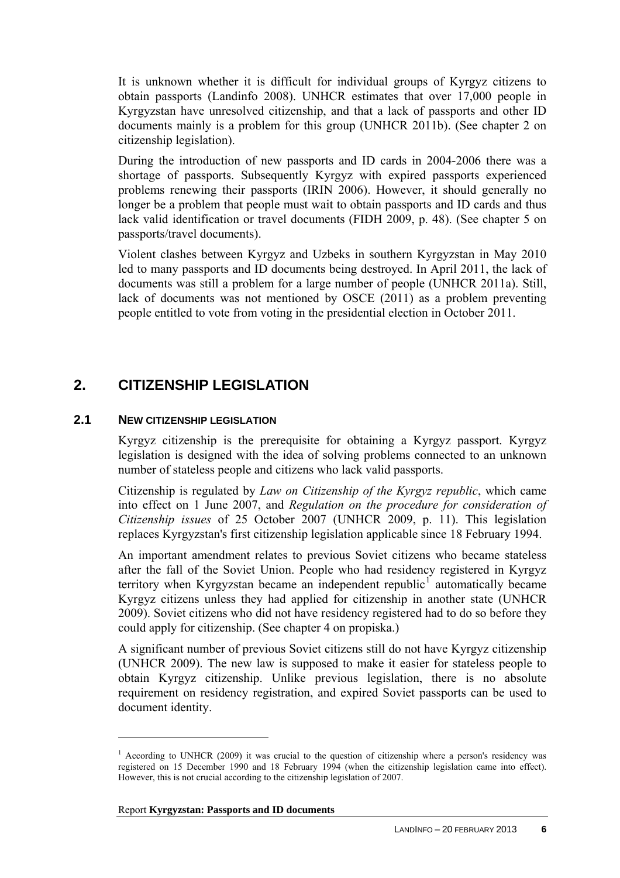It is unknown whether it is difficult for individual groups of Kyrgyz citizens to obtain passports (Landinfo 2008). UNHCR estimates that over 17,000 people in Kyrgyzstan have unresolved citizenship, and that a lack of passports and other ID documents mainly is a problem for this group (UNHCR 2011b). (See chapter 2 on citizenship legislation).

During the introduction of new passports and ID cards in 2004-2006 there was a shortage of passports. Subsequently Kyrgyz with expired passports experienced problems renewing their passports (IRIN 2006). However, it should generally no longer be a problem that people must wait to obtain passports and ID cards and thus lack valid identification or travel documents (FIDH 2009, p. 48). (See chapter 5 on passports/travel documents).

Violent clashes between Kyrgyz and Uzbeks in southern Kyrgyzstan in May 2010 led to many passports and ID documents being destroyed. In April 2011, the lack of documents was still a problem for a large number of people (UNHCR 2011a). Still, lack of documents was not mentioned by OSCE (2011) as a problem preventing people entitled to vote from voting in the presidential election in October 2011.

# 2. CITIZENSHIP LEGISLATION

## 2.1 NEW CITIZENSHIP LEGISLATION

Kyrgyz citizenship is the prerequisite for obtaining a Kyrgyz passport. Kyrgyz legislation is designed with the idea of solving problems connected to an unknown number of stateless people and citizens who lack valid passports.

Citizenship is regulated by *Law on Citizenship of the Kyrgyz republic*, which came into effect on 1 June 2007, and *Regulation on the procedure for consideration of Citizenship issues* of 25 October 2007 (UNHCR 2009, p. 11). This legislation replaces Kyrgyzstan's first citizenship legislation applicable since 18 February 1994.

An important amendment relates to previous Soviet citizens who became stateless after the fall of the Soviet Union. People who had residency registered in Kyrgyz territory when Kyrgyzstan became an independent republic[1] automatically became Kyrgyz citizens unless they had applied for citizenship in another state (UNHCR 2009). Soviet citizens who did not have residency registered had to do so before they could apply for citizenship. (See chapter 4 on propiska.)

A significant number of previous Soviet citizens still do not have Kyrgyz citizenship (UNHCR 2009). The new law is supposed to make it easier for stateless people to obtain Kyrgyz citizenship. Unlike previous legislation, there is no absolute requirement on residency registration, and expired Soviet passports can be used to document identity.

[1] According to UNHCR (2009) it was crucial to the question of citizenship where a person's residency was registered on 15 December 1990 and 18 February 1994 (when the citizenship legislation came into effect). However, this is not crucial according to the citizenship legislation of 2007.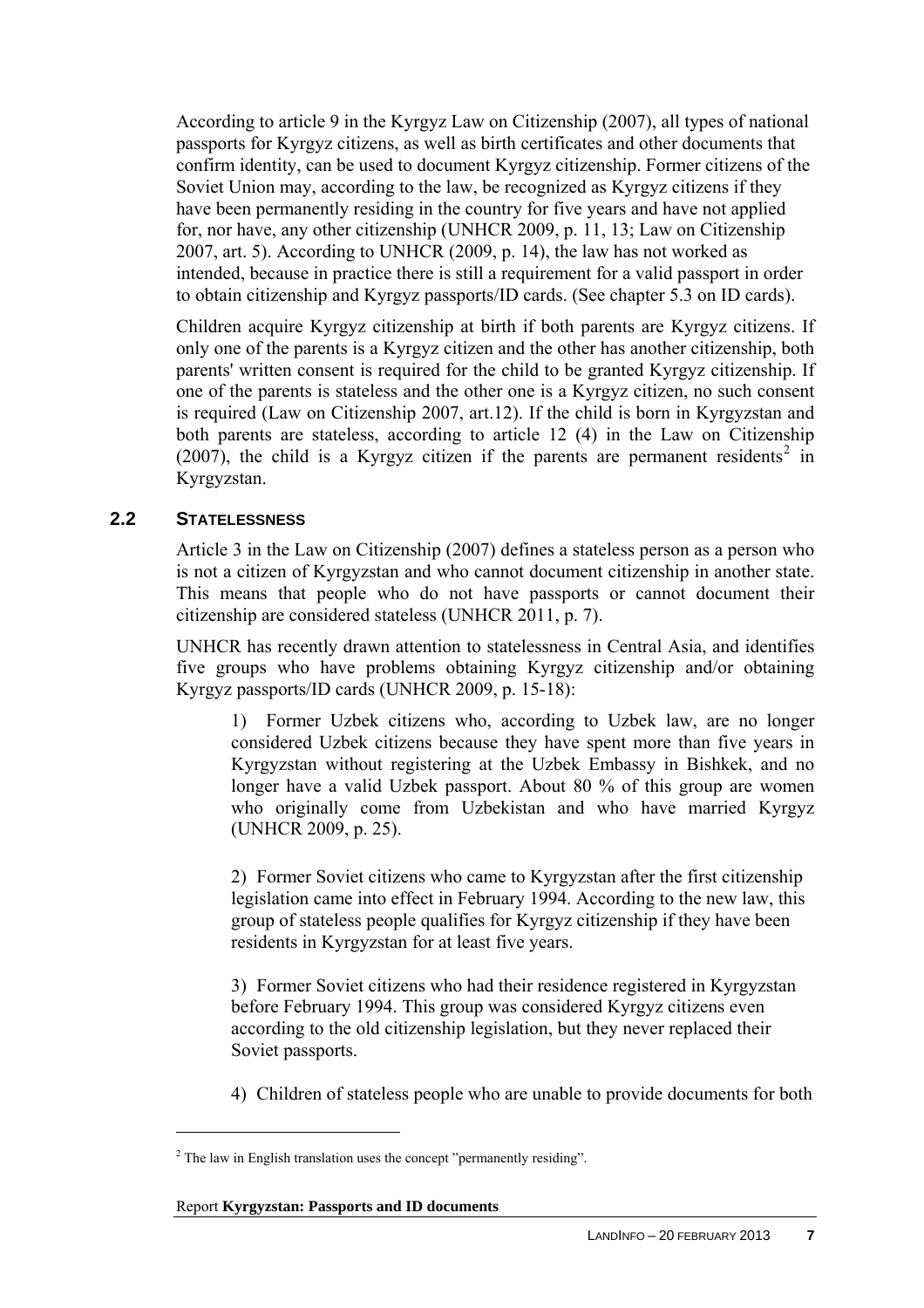According to article 9 in the Kyrgyz Law on Citizenship (2007), all types of national passports for Kyrgyz citizens, as well as birth certificates and other documents that confirm identity, can be used to document Kyrgyz citizenship. Former citizens of the Soviet Union may, according to the law, be recognized as Kyrgyz citizens if they have been permanently residing in the country for five years and have not applied for, nor have, any other citizenship (UNHCR 2009, p. 11, 13; Law on Citizenship 2007, art. 5). According to UNHCR (2009, p. 14), the law has not worked as intended, because in practice there is still a requirement for a valid passport in order to obtain citizenship and Kyrgyz passports/ID cards. (See chapter 5.3 on ID cards).

Children acquire Kyrgyz citizenship at birth if both parents are Kyrgyz citizens. If only one of the parents is a Kyrgyz citizen and the other has another citizenship, both parents' written consent is required for the child to be granted Kyrgyz citizenship. If one of the parents is stateless and the other one is a Kyrgyz citizen, no such consent is required (Law on Citizenship 2007, art.12). If the child is born in Kyrgyzstan and both parents are stateless, according to article 12 (4) in the Law on Citizenship (2007), the child is a Kyrgyz citizen if the parents are permanent residents[2] in Kyrgyzstan.

## 2.2 STATELESSNESS

Article 3 in the Law on Citizenship (2007) defines a stateless person as a person who is not a citizen of Kyrgyzstan and who cannot document citizenship in another state. This means that people who do not have passports or cannot document their citizenship are considered stateless (UNHCR 2011, p. 7).

UNHCR has recently drawn attention to statelessness in Central Asia, and identifies five groups who have problems obtaining Kyrgyz citizenship and/or obtaining Kyrgyz passports/ID cards (UNHCR 2009, p. 15-18):

1) Former Uzbek citizens who, according to Uzbek law, are no longer considered Uzbek citizens because they have spent more than five years in Kyrgyzstan without registering at the Uzbek Embassy in Bishkek, and no longer have a valid Uzbek passport. About 80 % of this group are women who originally come from Uzbekistan and who have married Kyrgyz (UNHCR 2009, p. 25).

2) Former Soviet citizens who came to Kyrgyzstan after the first citizenship legislation came into effect in February 1994. According to the new law, this group of stateless people qualifies for Kyrgyz citizenship if they have been residents in Kyrgyzstan for at least five years.

3) Former Soviet citizens who had their residence registered in Kyrgyzstan before February 1994. This group was considered Kyrgyz citizens even according to the old citizenship legislation, but they never replaced their Soviet passports.

4) Children of stateless people who are unable to provide documents for both

---

[2] The law in English translation uses the concept "permanently residing".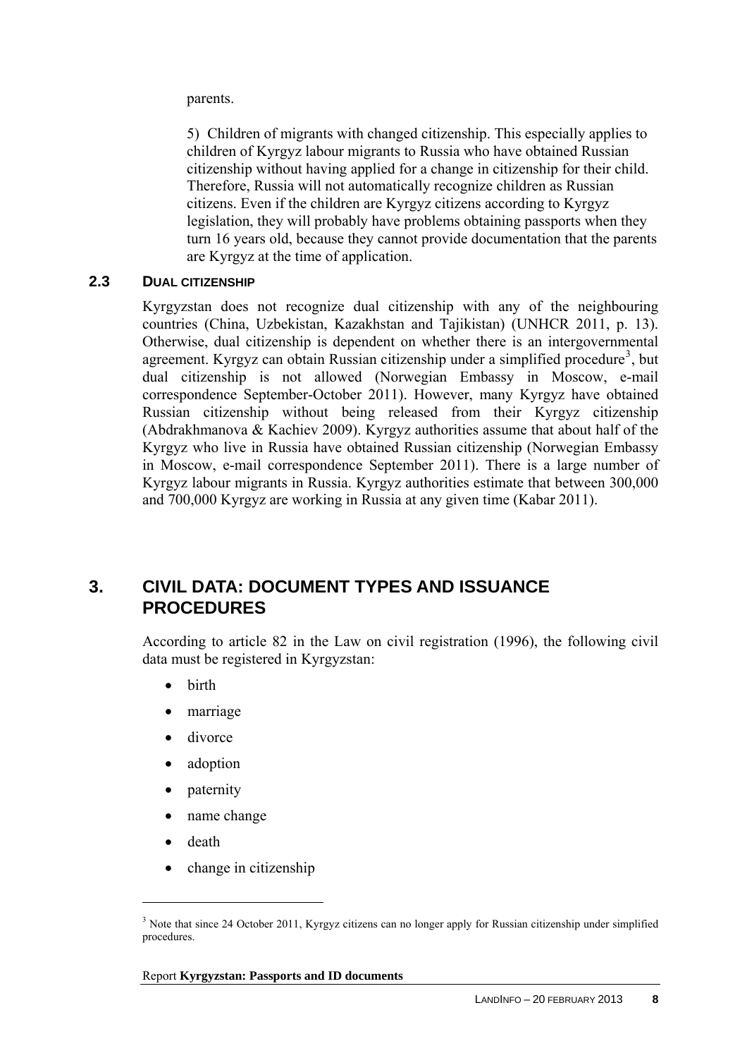parents.

5) Children of migrants with changed citizenship. This especially applies to children of Kyrgyz labour migrants to Russia who have obtained Russian citizenship without having applied for a change in citizenship for their child. Therefore, Russia will not automatically recognize children as Russian citizens. Even if the children are Kyrgyz citizens according to Kyrgyz legislation, they will probably have problems obtaining passports when they turn 16 years old, because they cannot provide documentation that the parents are Kyrgyz at the time of application.

### 2.3 DUAL CITIZENSHIP

Kyrgyzstan does not recognize dual citizenship with any of the neighbouring countries (China, Uzbekistan, Kazakhstan and Tajikistan) (UNHCR 2011, p. 13). Otherwise, dual citizenship is dependent on whether there is an intergovernmental agreement. Kyrgyz can obtain Russian citizenship under a simplified procedure[3], but dual citizenship is not allowed (Norwegian Embassy in Moscow, e-mail correspondence September-October 2011). However, many Kyrgyz have obtained Russian citizenship without being released from their Kyrgyz citizenship (Abdrakhmanova & Kachiev 2009). Kyrgyz authorities assume that about half of the Kyrgyz who live in Russia have obtained Russian citizenship (Norwegian Embassy in Moscow, e-mail correspondence September 2011). There is a large number of Kyrgyz labour migrants in Russia. Kyrgyz authorities estimate that between 300,000 and 700,000 Kyrgyz are working in Russia at any given time (Kabar 2011).

## 3. CIVIL DATA: DOCUMENT TYPES AND ISSUANCE PROCEDURES

According to article 82 in the Law on civil registration (1996), the following civil data must be registered in Kyrgyzstan:

- birth
- marriage
- divorce
- adoption
- paternity
- name change
- death
- change in citizenship

---

[3] Note that since 24 October 2011, Kyrgyz citizens can no longer apply for Russian citizenship under simplified procedures.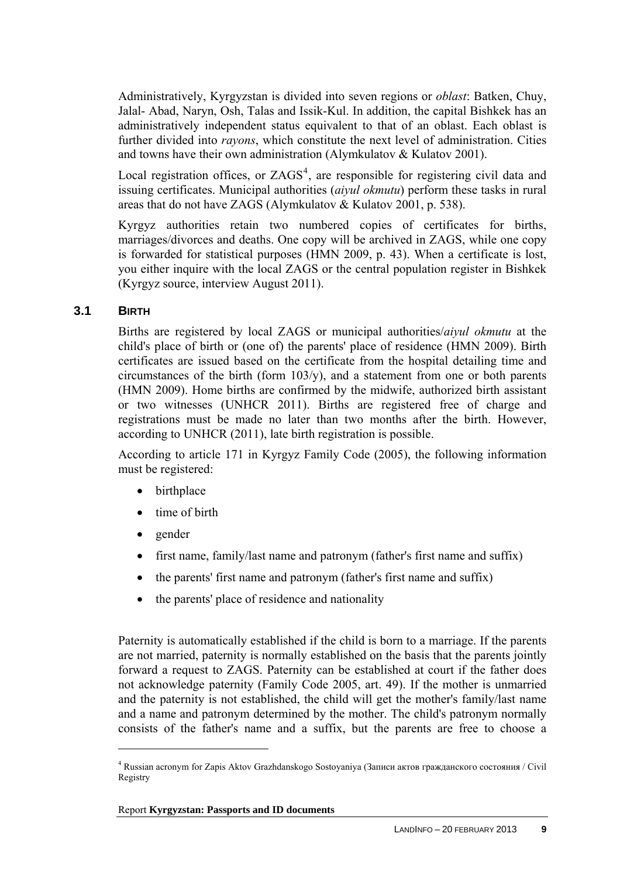Administratively, Kyrgyzstan is divided into seven regions or *oblast*: Batken, Chuy, Jalal- Abad, Naryn, Osh, Talas and Issik-Kul. In addition, the capital Bishkek has an administratively independent status equivalent to that of an oblast. Each oblast is further divided into *rayons*, which constitute the next level of administration. Cities and towns have their own administration (Alymkulatov & Kulatov 2001).

Local registration offices, or ZAGS[4], are responsible for registering civil data and issuing certificates. Municipal authorities (*aiyul okmutu*) perform these tasks in rural areas that do not have ZAGS (Alymkulatov & Kulatov 2001, p. 538).

Kyrgyz authorities retain two numbered copies of certificates for births, marriages/divorces and deaths. One copy will be archived in ZAGS, while one copy is forwarded for statistical purposes (HMN 2009, p. 43). When a certificate is lost, you either inquire with the local ZAGS or the central population register in Bishkek (Kyrgyz source, interview August 2011).

## 3.1 BIRTH

Births are registered by local ZAGS or municipal authorities/*aiyul okmutu* at the child's place of birth or (one of) the parents' place of residence (HMN 2009). Birth certificates are issued based on the certificate from the hospital detailing time and circumstances of the birth (form 103/y), and a statement from one or both parents (HMN 2009). Home births are confirmed by the midwife, authorized birth assistant or two witnesses (UNHCR 2011). Births are registered free of charge and registrations must be made no later than two months after the birth. However, according to UNHCR (2011), late birth registration is possible.

According to article 171 in Kyrgyz Family Code (2005), the following information must be registered:

- birthplace
- time of birth
- gender
- first name, family/last name and patronym (father's first name and suffix)
- the parents' first name and patronym (father's first name and suffix)
- the parents' place of residence and nationality

Paternity is automatically established if the child is born to a marriage. If the parents are not married, paternity is normally established on the basis that the parents jointly forward a request to ZAGS. Paternity can be established at court if the father does not acknowledge paternity (Family Code 2005, art. 49). If the mother is unmarried and the paternity is not established, the child will get the mother's family/last name and a name and patronym determined by the mother. The child's patronym normally consists of the father's name and a suffix, but the parents are free to choose a

[4] Russian acronym for Zapis Aktov Grazhdanskogo Sostoyaniya (Записи актов гражданского состояния / Civil Registry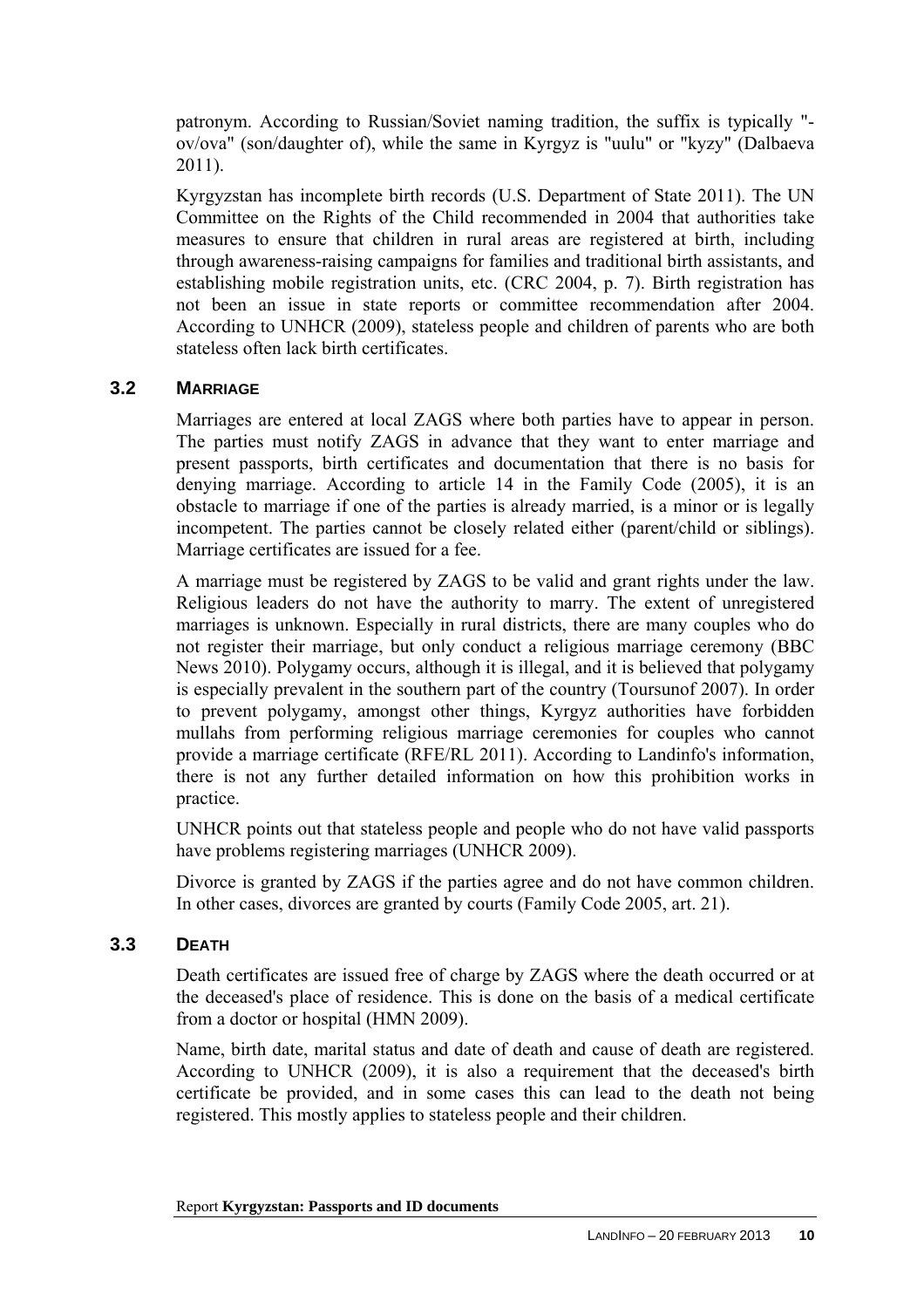patronym. According to Russian/Soviet naming tradition, the suffix is typically "-ov/ova" (son/daughter of), while the same in Kyrgyz is "uulu" or "kyzy" (Dalbaeva 2011).

Kyrgyzstan has incomplete birth records (U.S. Department of State 2011). The UN Committee on the Rights of the Child recommended in 2004 that authorities take measures to ensure that children in rural areas are registered at birth, including through awareness-raising campaigns for families and traditional birth assistants, and establishing mobile registration units, etc. (CRC 2004, p. 7). Birth registration has not been an issue in state reports or committee recommendation after 2004. According to UNHCR (2009), stateless people and children of parents who are both stateless often lack birth certificates.

### 3.2 Marriage

Marriages are entered at local ZAGS where both parties have to appear in person. The parties must notify ZAGS in advance that they want to enter marriage and present passports, birth certificates and documentation that there is no basis for denying marriage. According to article 14 in the Family Code (2005), it is an obstacle to marriage if one of the parties is already married, is a minor or is legally incompetent. The parties cannot be closely related either (parent/child or siblings). Marriage certificates are issued for a fee.

A marriage must be registered by ZAGS to be valid and grant rights under the law. Religious leaders do not have the authority to marry. The extent of unregistered marriages is unknown. Especially in rural districts, there are many couples who do not register their marriage, but only conduct a religious marriage ceremony (BBC News 2010). Polygamy occurs, although it is illegal, and it is believed that polygamy is especially prevalent in the southern part of the country (Toursunof 2007). In order to prevent polygamy, amongst other things, Kyrgyz authorities have forbidden mullahs from performing religious marriage ceremonies for couples who cannot provide a marriage certificate (RFE/RL 2011). According to Landinfo's information, there is not any further detailed information on how this prohibition works in practice.

UNHCR points out that stateless people and people who do not have valid passports have problems registering marriages (UNHCR 2009).

Divorce is granted by ZAGS if the parties agree and do not have common children. In other cases, divorces are granted by courts (Family Code 2005, art. 21).

### 3.3 Death

Death certificates are issued free of charge by ZAGS where the death occurred or at the deceased's place of residence. This is done on the basis of a medical certificate from a doctor or hospital (HMN 2009).

Name, birth date, marital status and date of death and cause of death are registered. According to UNHCR (2009), it is also a requirement that the deceased's birth certificate be provided, and in some cases this can lead to the death not being registered. This mostly applies to stateless people and their children.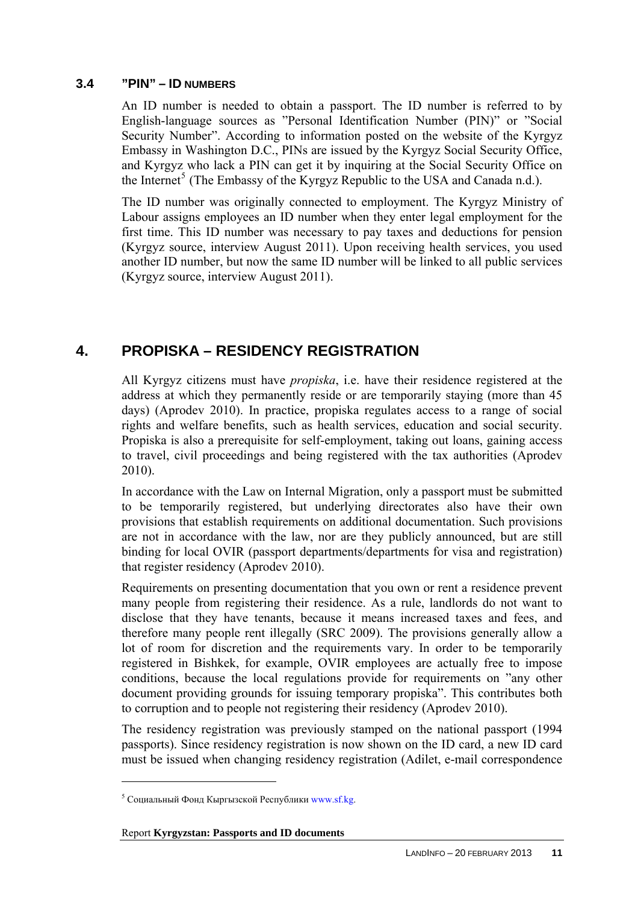### 3.4 "PIN" – ID NUMBERS

An ID number is needed to obtain a passport. The ID number is referred to by English-language sources as "Personal Identification Number (PIN)" or "Social Security Number". According to information posted on the website of the Kyrgyz Embassy in Washington D.C., PINs are issued by the Kyrgyz Social Security Office, and Kyrgyz who lack a PIN can get it by inquiring at the Social Security Office on the Internet[5] (The Embassy of the Kyrgyz Republic to the USA and Canada n.d.).

The ID number was originally connected to employment. The Kyrgyz Ministry of Labour assigns employees an ID number when they enter legal employment for the first time. This ID number was necessary to pay taxes and deductions for pension (Kyrgyz source, interview August 2011). Upon receiving health services, you used another ID number, but now the same ID number will be linked to all public services (Kyrgyz source, interview August 2011).

## 4. PROPISKA – RESIDENCY REGISTRATION

All Kyrgyz citizens must have *propiska*, i.e. have their residence registered at the address at which they permanently reside or are temporarily staying (more than 45 days) (Aprodev 2010). In practice, propiska regulates access to a range of social rights and welfare benefits, such as health services, education and social security. Propiska is also a prerequisite for self-employment, taking out loans, gaining access to travel, civil proceedings and being registered with the tax authorities (Aprodev 2010).

In accordance with the Law on Internal Migration, only a passport must be submitted to be temporarily registered, but underlying directorates also have their own provisions that establish requirements on additional documentation. Such provisions are not in accordance with the law, nor are they publicly announced, but are still binding for local OVIR (passport departments/departments for visa and registration) that register residency (Aprodev 2010).

Requirements on presenting documentation that you own or rent a residence prevent many people from registering their residence. As a rule, landlords do not want to disclose that they have tenants, because it means increased taxes and fees, and therefore many people rent illegally (SRC 2009). The provisions generally allow a lot of room for discretion and the requirements vary. In order to be temporarily registered in Bishkek, for example, OVIR employees are actually free to impose conditions, because the local regulations provide for requirements on "any other document providing grounds for issuing temporary propiska". This contributes both to corruption and to people not registering their residency (Aprodev 2010).

The residency registration was previously stamped on the national passport (1994 passports). Since residency registration is now shown on the ID card, a new ID card must be issued when changing residency registration (Adilet, e-mail correspondence

---

[5] Социальный Фонд Кыргызской Республики www.sf.kg.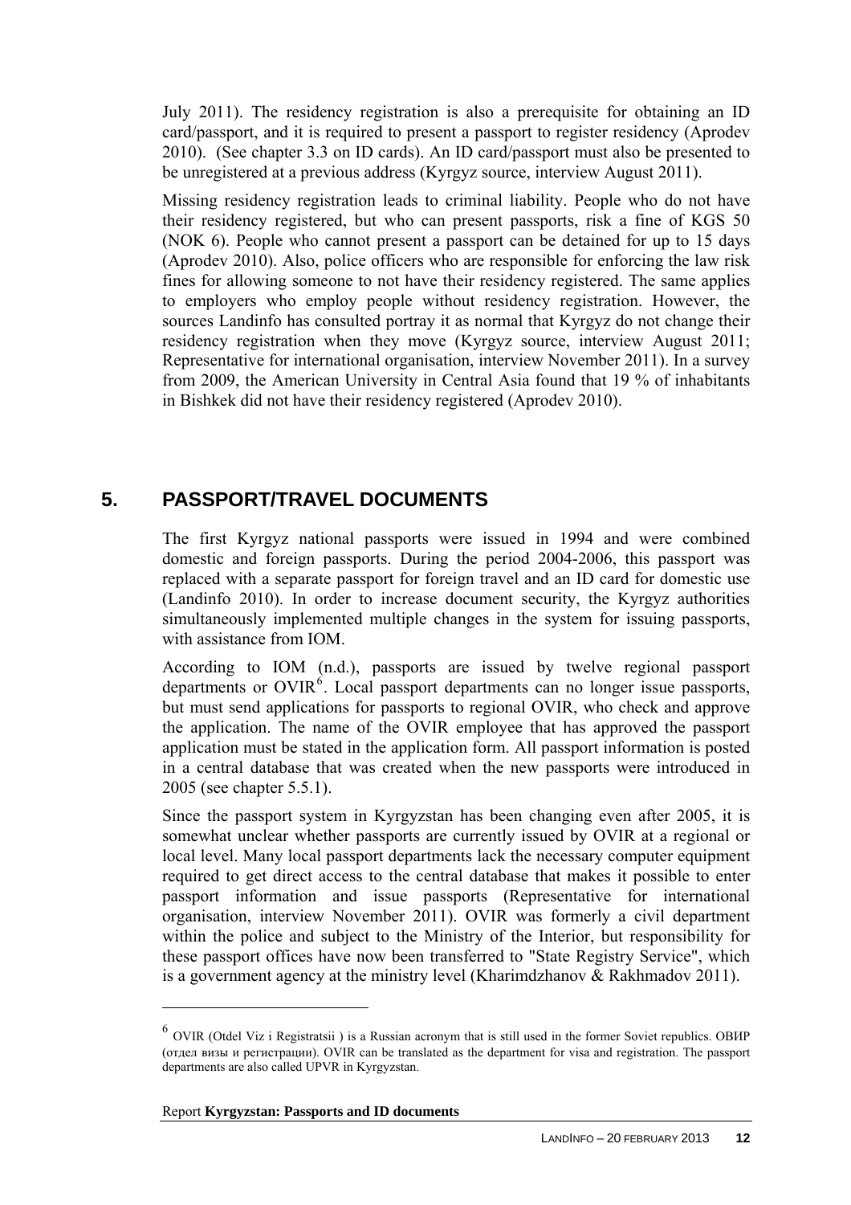July 2011). The residency registration is also a prerequisite for obtaining an ID card/passport, and it is required to present a passport to register residency (Aprodev 2010). (See chapter 3.3 on ID cards). An ID card/passport must also be presented to be unregistered at a previous address (Kyrgyz source, interview August 2011).

Missing residency registration leads to criminal liability. People who do not have their residency registered, but who can present passports, risk a fine of KGS 50 (NOK 6). People who cannot present a passport can be detained for up to 15 days (Aprodev 2010). Also, police officers who are responsible for enforcing the law risk fines for allowing someone to not have their residency registered. The same applies to employers who employ people without residency registration. However, the sources Landinfo has consulted portray it as normal that Kyrgyz do not change their residency registration when they move (Kyrgyz source, interview August 2011; Representative for international organisation, interview November 2011). In a survey from 2009, the American University in Central Asia found that 19 % of inhabitants in Bishkek did not have their residency registered (Aprodev 2010).

# 5. PASSPORT/TRAVEL DOCUMENTS

The first Kyrgyz national passports were issued in 1994 and were combined domestic and foreign passports. During the period 2004-2006, this passport was replaced with a separate passport for foreign travel and an ID card for domestic use (Landinfo 2010). In order to increase document security, the Kyrgyz authorities simultaneously implemented multiple changes in the system for issuing passports, with assistance from IOM.

According to IOM (n.d.), passports are issued by twelve regional passport departments or OVIR[6]. Local passport departments can no longer issue passports, but must send applications for passports to regional OVIR, who check and approve the application. The name of the OVIR employee that has approved the passport application must be stated in the application form. All passport information is posted in a central database that was created when the new passports were introduced in 2005 (see chapter 5.5.1).

Since the passport system in Kyrgyzstan has been changing even after 2005, it is somewhat unclear whether passports are currently issued by OVIR at a regional or local level. Many local passport departments lack the necessary computer equipment required to get direct access to the central database that makes it possible to enter passport information and issue passports (Representative for international organisation, interview November 2011). OVIR was formerly a civil department within the police and subject to the Ministry of the Interior, but responsibility for these passport offices have now been transferred to "State Registry Service", which is a government agency at the ministry level (Kharimdzhanov & Rakhmadov 2011).

---

[6] OVIR (Otdel Viz i Registratsii ) is a Russian acronym that is still used in the former Soviet republics. ОВИР (отдел визы и регистрации). OVIR can be translated as the department for visa and registration. The passport departments are also called UPVR in Kyrgyzstan.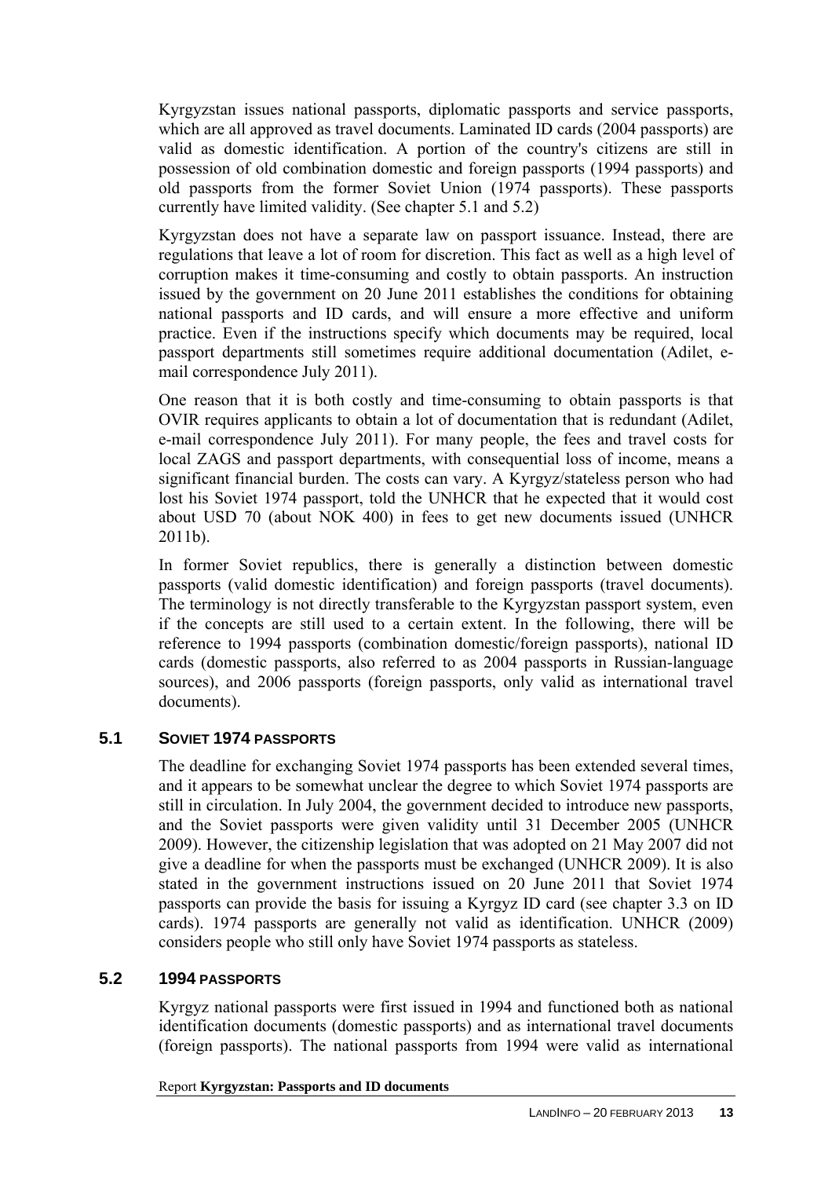Kyrgyzstan issues national passports, diplomatic passports and service passports, which are all approved as travel documents. Laminated ID cards (2004 passports) are valid as domestic identification. A portion of the country's citizens are still in possession of old combination domestic and foreign passports (1994 passports) and old passports from the former Soviet Union (1974 passports). These passports currently have limited validity. (See chapter 5.1 and 5.2)

Kyrgyzstan does not have a separate law on passport issuance. Instead, there are regulations that leave a lot of room for discretion. This fact as well as a high level of corruption makes it time-consuming and costly to obtain passports. An instruction issued by the government on 20 June 2011 establishes the conditions for obtaining national passports and ID cards, and will ensure a more effective and uniform practice. Even if the instructions specify which documents may be required, local passport departments still sometimes require additional documentation (Adilet, e-mail correspondence July 2011).

One reason that it is both costly and time-consuming to obtain passports is that OVIR requires applicants to obtain a lot of documentation that is redundant (Adilet, e-mail correspondence July 2011). For many people, the fees and travel costs for local ZAGS and passport departments, with consequential loss of income, means a significant financial burden. The costs can vary. A Kyrgyz/stateless person who had lost his Soviet 1974 passport, told the UNHCR that he expected that it would cost about USD 70 (about NOK 400) in fees to get new documents issued (UNHCR 2011b).

In former Soviet republics, there is generally a distinction between domestic passports (valid domestic identification) and foreign passports (travel documents). The terminology is not directly transferable to the Kyrgyzstan passport system, even if the concepts are still used to a certain extent. In the following, there will be reference to 1994 passports (combination domestic/foreign passports), national ID cards (domestic passports, also referred to as 2004 passports in Russian-language sources), and 2006 passports (foreign passports, only valid as international travel documents).

## 5.1 SOVIET 1974 PASSPORTS

The deadline for exchanging Soviet 1974 passports has been extended several times, and it appears to be somewhat unclear the degree to which Soviet 1974 passports are still in circulation. In July 2004, the government decided to introduce new passports, and the Soviet passports were given validity until 31 December 2005 (UNHCR 2009). However, the citizenship legislation that was adopted on 21 May 2007 did not give a deadline for when the passports must be exchanged (UNHCR 2009). It is also stated in the government instructions issued on 20 June 2011 that Soviet 1974 passports can provide the basis for issuing a Kyrgyz ID card (see chapter 3.3 on ID cards). 1974 passports are generally not valid as identification. UNHCR (2009) considers people who still only have Soviet 1974 passports as stateless.

## 5.2 1994 PASSPORTS

Kyrgyz national passports were first issued in 1994 and functioned both as national identification documents (domestic passports) and as international travel documents (foreign passports). The national passports from 1994 were valid as international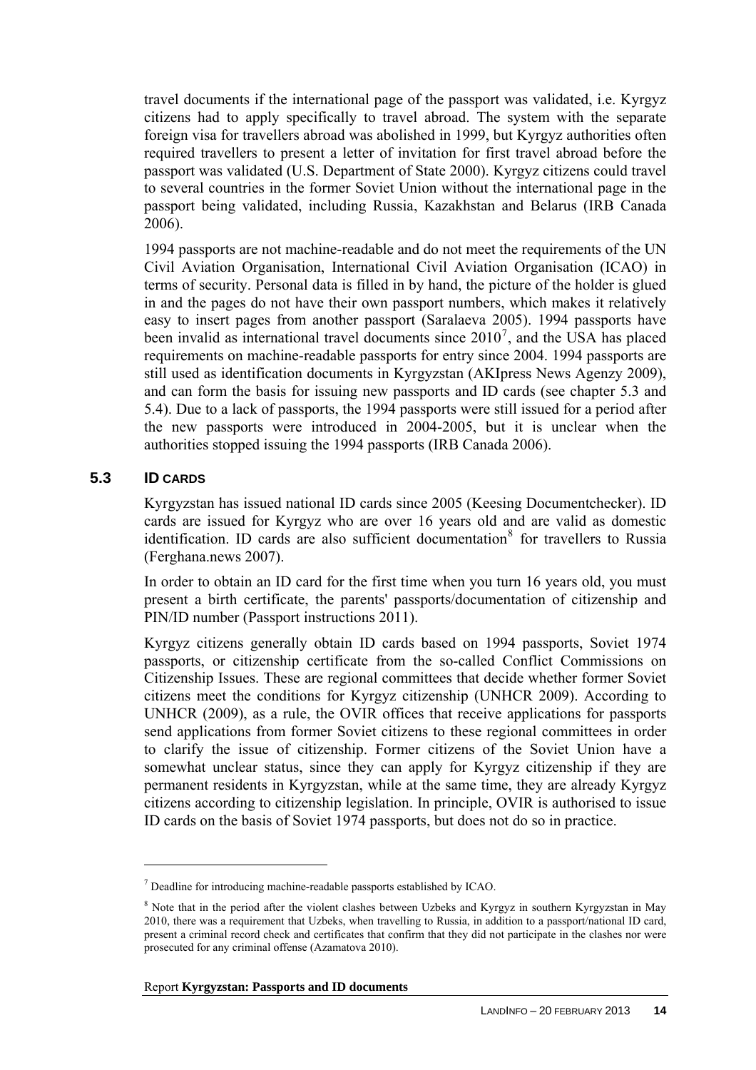travel documents if the international page of the passport was validated, i.e. Kyrgyz citizens had to apply specifically to travel abroad. The system with the separate foreign visa for travellers abroad was abolished in 1999, but Kyrgyz authorities often required travellers to present a letter of invitation for first travel abroad before the passport was validated (U.S. Department of State 2000). Kyrgyz citizens could travel to several countries in the former Soviet Union without the international page in the passport being validated, including Russia, Kazakhstan and Belarus (IRB Canada 2006).

1994 passports are not machine-readable and do not meet the requirements of the UN Civil Aviation Organisation, International Civil Aviation Organisation (ICAO) in terms of security. Personal data is filled in by hand, the picture of the holder is glued in and the pages do not have their own passport numbers, which makes it relatively easy to insert pages from another passport (Saralaeva 2005). 1994 passports have been invalid as international travel documents since 2010[7], and the USA has placed requirements on machine-readable passports for entry since 2004. 1994 passports are still used as identification documents in Kyrgyzstan (AKIpress News Agenzy 2009), and can form the basis for issuing new passports and ID cards (see chapter 5.3 and 5.4). Due to a lack of passports, the 1994 passports were still issued for a period after the new passports were introduced in 2004-2005, but it is unclear when the authorities stopped issuing the 1994 passports (IRB Canada 2006).

## 5.3 ID CARDS

Kyrgyzstan has issued national ID cards since 2005 (Keesing Documentchecker). ID cards are issued for Kyrgyz who are over 16 years old and are valid as domestic identification. ID cards are also sufficient documentation[8] for travellers to Russia (Ferghana.news 2007).

In order to obtain an ID card for the first time when you turn 16 years old, you must present a birth certificate, the parents' passports/documentation of citizenship and PIN/ID number (Passport instructions 2011).

Kyrgyz citizens generally obtain ID cards based on 1994 passports, Soviet 1974 passports, or citizenship certificate from the so-called Conflict Commissions on Citizenship Issues. These are regional committees that decide whether former Soviet citizens meet the conditions for Kyrgyz citizenship (UNHCR 2009). According to UNHCR (2009), as a rule, the OVIR offices that receive applications for passports send applications from former Soviet citizens to these regional committees in order to clarify the issue of citizenship. Former citizens of the Soviet Union have a somewhat unclear status, since they can apply for Kyrgyz citizenship if they are permanent residents in Kyrgyzstan, while at the same time, they are already Kyrgyz citizens according to citizenship legislation. In principle, OVIR is authorised to issue ID cards on the basis of Soviet 1974 passports, but does not do so in practice.

---

[7] Deadline for introducing machine-readable passports established by ICAO.

[8] Note that in the period after the violent clashes between Uzbeks and Kyrgyz in southern Kyrgyzstan in May 2010, there was a requirement that Uzbeks, when travelling to Russia, in addition to a passport/national ID card, present a criminal record check and certificates that confirm that they did not participate in the clashes nor were prosecuted for any criminal offense (Azamatova 2010).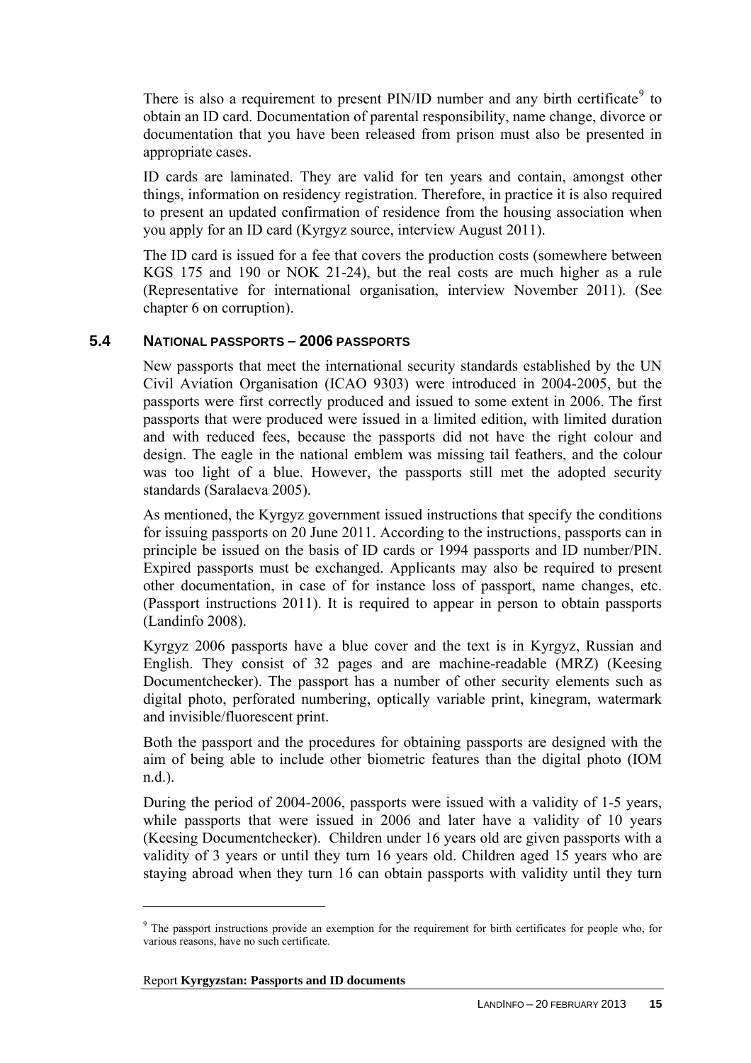There is also a requirement to present PIN/ID number and any birth certificate[9] to obtain an ID card. Documentation of parental responsibility, name change, divorce or documentation that you have been released from prison must also be presented in appropriate cases.

ID cards are laminated. They are valid for ten years and contain, amongst other things, information on residency registration. Therefore, in practice it is also required to present an updated confirmation of residence from the housing association when you apply for an ID card (Kyrgyz source, interview August 2011).

The ID card is issued for a fee that covers the production costs (somewhere between KGS 175 and 190 or NOK 21-24), but the real costs are much higher as a rule (Representative for international organisation, interview November 2011). (See chapter 6 on corruption).

## 5.4 National passports – 2006 passports

New passports that meet the international security standards established by the UN Civil Aviation Organisation (ICAO 9303) were introduced in 2004-2005, but the passports were first correctly produced and issued to some extent in 2006. The first passports that were produced were issued in a limited edition, with limited duration and with reduced fees, because the passports did not have the right colour and design. The eagle in the national emblem was missing tail feathers, and the colour was too light of a blue. However, the passports still met the adopted security standards (Saralaeva 2005).

As mentioned, the Kyrgyz government issued instructions that specify the conditions for issuing passports on 20 June 2011. According to the instructions, passports can in principle be issued on the basis of ID cards or 1994 passports and ID number/PIN. Expired passports must be exchanged. Applicants may also be required to present other documentation, in case of for instance loss of passport, name changes, etc. (Passport instructions 2011). It is required to appear in person to obtain passports (Landinfo 2008).

Kyrgyz 2006 passports have a blue cover and the text is in Kyrgyz, Russian and English. They consist of 32 pages and are machine-readable (MRZ) (Keesing Documentchecker). The passport has a number of other security elements such as digital photo, perforated numbering, optically variable print, kinegram, watermark and invisible/fluorescent print.

Both the passport and the procedures for obtaining passports are designed with the aim of being able to include other biometric features than the digital photo (IOM n.d.).

During the period of 2004-2006, passports were issued with a validity of 1-5 years, while passports that were issued in 2006 and later have a validity of 10 years (Keesing Documentchecker). Children under 16 years old are given passports with a validity of 3 years or until they turn 16 years old. Children aged 15 years who are staying abroad when they turn 16 can obtain passports with validity until they turn

---

[9] The passport instructions provide an exemption for the requirement for birth certificates for people who, for various reasons, have no such certificate.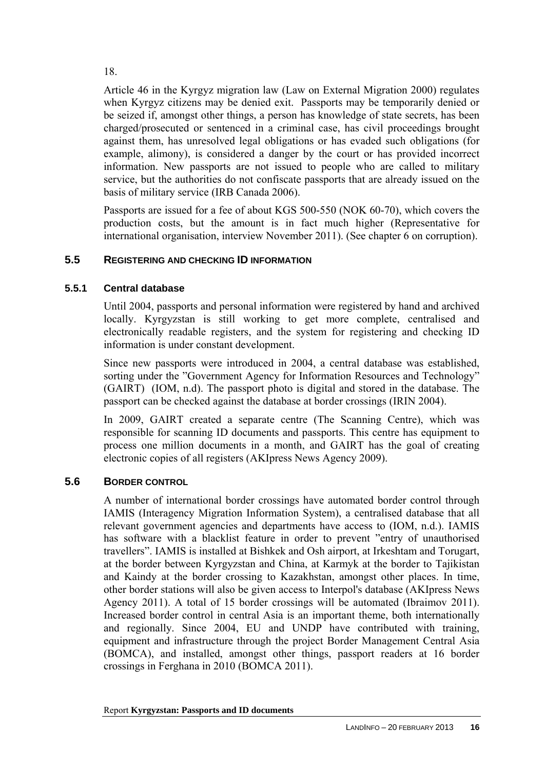18.

Article 46 in the Kyrgyz migration law (Law on External Migration 2000) regulates when Kyrgyz citizens may be denied exit. Passports may be temporarily denied or be seized if, amongst other things, a person has knowledge of state secrets, has been charged/prosecuted or sentenced in a criminal case, has civil proceedings brought against them, has unresolved legal obligations or has evaded such obligations (for example, alimony), is considered a danger by the court or has provided incorrect information. New passports are not issued to people who are called to military service, but the authorities do not confiscate passports that are already issued on the basis of military service (IRB Canada 2006).

Passports are issued for a fee of about KGS 500-550 (NOK 60-70), which covers the production costs, but the amount is in fact much higher (Representative for international organisation, interview November 2011). (See chapter 6 on corruption).

## 5.5 REGISTERING AND CHECKING ID INFORMATION

### 5.5.1 Central database

Until 2004, passports and personal information were registered by hand and archived locally. Kyrgyzstan is still working to get more complete, centralised and electronically readable registers, and the system for registering and checking ID information is under constant development.

Since new passports were introduced in 2004, a central database was established, sorting under the "Government Agency for Information Resources and Technology" (GAIRT) (IOM, n.d). The passport photo is digital and stored in the database. The passport can be checked against the database at border crossings (IRIN 2004).

In 2009, GAIRT created a separate centre (The Scanning Centre), which was responsible for scanning ID documents and passports. This centre has equipment to process one million documents in a month, and GAIRT has the goal of creating electronic copies of all registers (AKIpress News Agency 2009).

## 5.6 BORDER CONTROL

A number of international border crossings have automated border control through IAMIS (Interagency Migration Information System), a centralised database that all relevant government agencies and departments have access to (IOM, n.d.). IAMIS has software with a blacklist feature in order to prevent "entry of unauthorised travellers". IAMIS is installed at Bishkek and Osh airport, at Irkeshtam and Torugart, at the border between Kyrgyzstan and China, at Karmyk at the border to Tajikistan and Kaindy at the border crossing to Kazakhstan, amongst other places. In time, other border stations will also be given access to Interpol's database (AKIpress News Agency 2011). A total of 15 border crossings will be automated (Ibraimov 2011). Increased border control in central Asia is an important theme, both internationally and regionally. Since 2004, EU and UNDP have contributed with training, equipment and infrastructure through the project Border Management Central Asia (BOMCA), and installed, amongst other things, passport readers at 16 border crossings in Ferghana in 2010 (BOMCA 2011).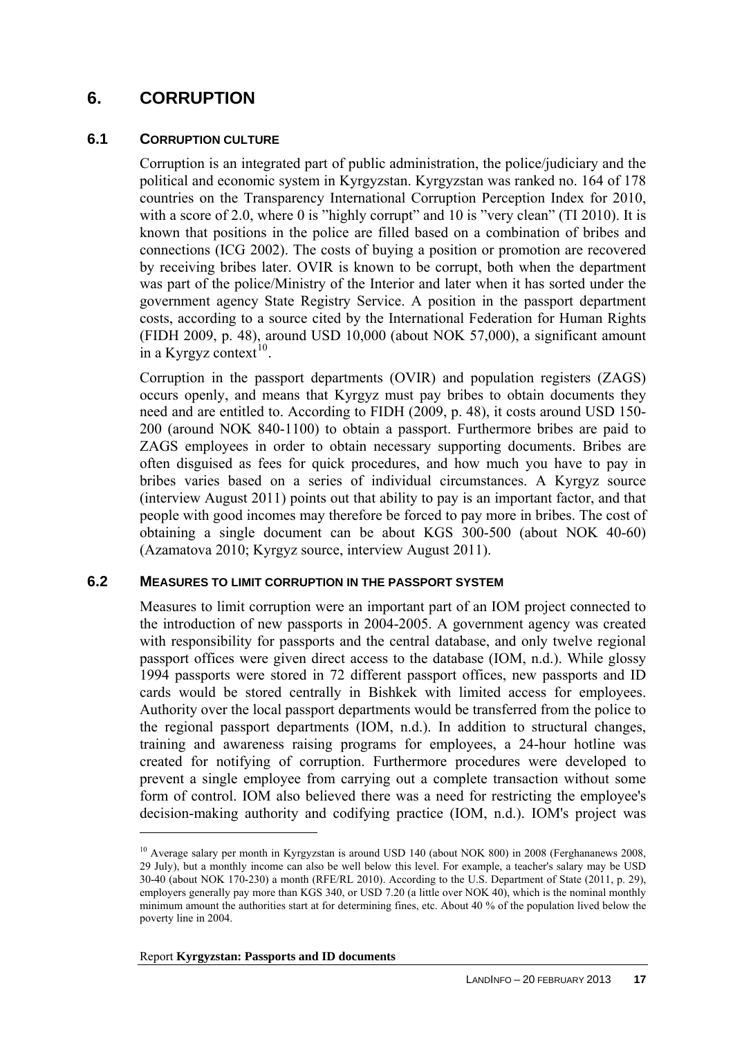# 6. CORRUPTION

## 6.1 CORRUPTION CULTURE

Corruption is an integrated part of public administration, the police/judiciary and the political and economic system in Kyrgyzstan. Kyrgyzstan was ranked no. 164 of 178 countries on the Transparency International Corruption Perception Index for 2010, with a score of 2.0, where 0 is "highly corrupt" and 10 is "very clean" (TI 2010). It is known that positions in the police are filled based on a combination of bribes and connections (ICG 2002). The costs of buying a position or promotion are recovered by receiving bribes later. OVIR is known to be corrupt, both when the department was part of the police/Ministry of the Interior and later when it has sorted under the government agency State Registry Service. A position in the passport department costs, according to a source cited by the International Federation for Human Rights (FIDH 2009, p. 48), around USD 10,000 (about NOK 57,000), a significant amount in a Kyrgyz context[10].

Corruption in the passport departments (OVIR) and population registers (ZAGS) occurs openly, and means that Kyrgyz must pay bribes to obtain documents they need and are entitled to. According to FIDH (2009, p. 48), it costs around USD 150-200 (around NOK 840-1100) to obtain a passport. Furthermore bribes are paid to ZAGS employees in order to obtain necessary supporting documents. Bribes are often disguised as fees for quick procedures, and how much you have to pay in bribes varies based on a series of individual circumstances. A Kyrgyz source (interview August 2011) points out that ability to pay is an important factor, and that people with good incomes may therefore be forced to pay more in bribes. The cost of obtaining a single document can be about KGS 300-500 (about NOK 40-60) (Azamatova 2010; Kyrgyz source, interview August 2011).

## 6.2 MEASURES TO LIMIT CORRUPTION IN THE PASSPORT SYSTEM

Measures to limit corruption were an important part of an IOM project connected to the introduction of new passports in 2004-2005. A government agency was created with responsibility for passports and the central database, and only twelve regional passport offices were given direct access to the database (IOM, n.d.). While glossy 1994 passports were stored in 72 different passport offices, new passports and ID cards would be stored centrally in Bishkek with limited access for employees. Authority over the local passport departments would be transferred from the police to the regional passport departments (IOM, n.d.). In addition to structural changes, training and awareness raising programs for employees, a 24-hour hotline was created for notifying of corruption. Furthermore procedures were developed to prevent a single employee from carrying out a complete transaction without some form of control. IOM also believed there was a need for restricting the employee's decision-making authority and codifying practice (IOM, n.d.). IOM's project was

---

[10] Average salary per month in Kyrgyzstan is around USD 140 (about NOK 800) in 2008 (Ferghananews 2008, 29 July), but a monthly income can also be well below this level. For example, a teacher's salary may be USD 30-40 (about NOK 170-230) a month (RFE/RL 2010). According to the U.S. Department of State (2011, p. 29), employers generally pay more than KGS 340, or USD 7.20 (a little over NOK 40), which is the nominal monthly minimum amount the authorities start at for determining fines, etc. About 40 % of the population lived below the poverty line in 2004.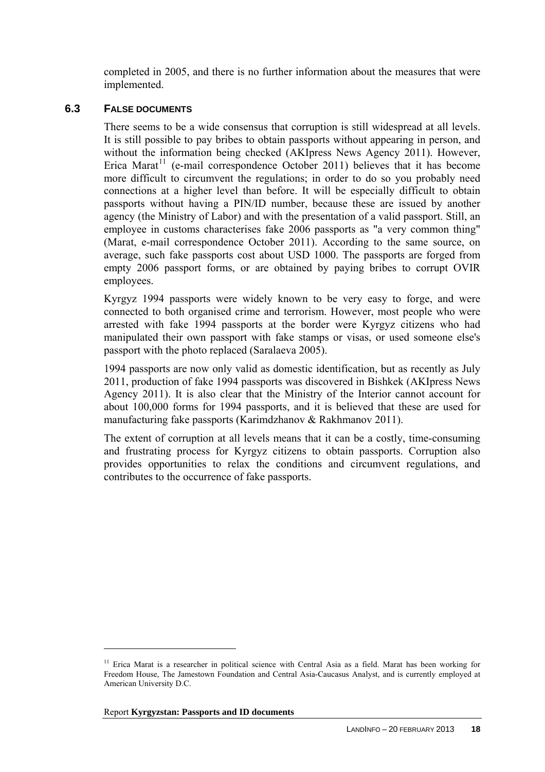completed in 2005, and there is no further information about the measures that were implemented.

### 6.3 FALSE DOCUMENTS

There seems to be a wide consensus that corruption is still widespread at all levels. It is still possible to pay bribes to obtain passports without appearing in person, and without the information being checked (AKIpress News Agency 2011). However, Erica Marat[11] (e-mail correspondence October 2011) believes that it has become more difficult to circumvent the regulations; in order to do so you probably need connections at a higher level than before. It will be especially difficult to obtain passports without having a PIN/ID number, because these are issued by another agency (the Ministry of Labor) and with the presentation of a valid passport. Still, an employee in customs characterises fake 2006 passports as "a very common thing" (Marat, e-mail correspondence October 2011). According to the same source, on average, such fake passports cost about USD 1000. The passports are forged from empty 2006 passport forms, or are obtained by paying bribes to corrupt OVIR employees.

Kyrgyz 1994 passports were widely known to be very easy to forge, and were connected to both organised crime and terrorism. However, most people who were arrested with fake 1994 passports at the border were Kyrgyz citizens who had manipulated their own passport with fake stamps or visas, or used someone else's passport with the photo replaced (Saralaeva 2005).

1994 passports are now only valid as domestic identification, but as recently as July 2011, production of fake 1994 passports was discovered in Bishkek (AKIpress News Agency 2011). It is also clear that the Ministry of the Interior cannot account for about 100,000 forms for 1994 passports, and it is believed that these are used for manufacturing fake passports (Karimdzhanov & Rakhmanov 2011).

The extent of corruption at all levels means that it can be a costly, time-consuming and frustrating process for Kyrgyz citizens to obtain passports. Corruption also provides opportunities to relax the conditions and circumvent regulations, and contributes to the occurrence of fake passports.

---

[11] Erica Marat is a researcher in political science with Central Asia as a field. Marat has been working for Freedom House, The Jamestown Foundation and Central Asia-Caucasus Analyst, and is currently employed at American University D.C.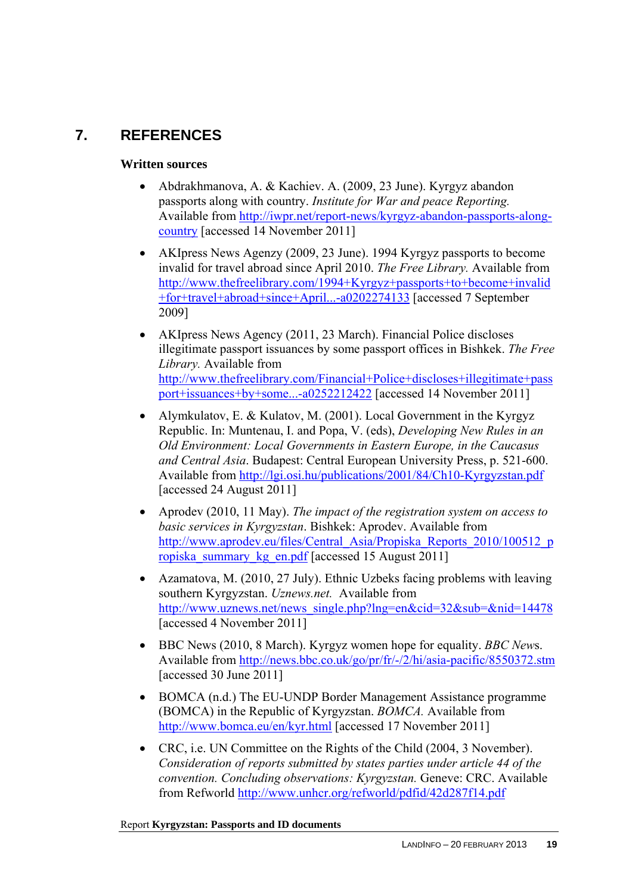# 7. REFERENCES

**Written sources**

- Abdrakhmanova, A. & Kachiev. A. (2009, 23 June). Kyrgyz abandon passports along with country. *Institute for War and peace Reporting.* Available from http://iwpr.net/report-news/kyrgyz-abandon-passports-along-country [accessed 14 November 2011]

- AKIpress News Agenzy (2009, 23 June). 1994 Kyrgyz passports to become invalid for travel abroad since April 2010. *The Free Library.* Available from http://www.thefreelibrary.com/1994+Kyrgyz+passports+to+become+invalid+for+travel+abroad+since+April...-a0202274133 [accessed 7 September 2009]

- AKIpress News Agency (2011, 23 March). Financial Police discloses illegitimate passport issuances by some passport offices in Bishkek. *The Free Library.* Available from http://www.thefreelibrary.com/Financial+Police+discloses+illegitimate+passport+issuances+by+some...-a0252212422 [accessed 14 November 2011]

- Alymkulatov, E. & Kulatov, M. (2001). Local Government in the Kyrgyz Republic. In: Munteanu, I. and Popa, V. (eds), *Developing New Rules in an Old Environment: Local Governments in Eastern Europe, in the Caucasus and Central Asia*. Budapest: Central European University Press, p. 521-600. Available from http://lgi.osi.hu/publications/2001/84/Ch10-Kyrgyzstan.pdf [accessed 24 August 2011]

- Aprodev (2010, 11 May). *The impact of the registration system on access to basic services in Kyrgyzstan*. Bishkek: Aprodev. Available from http://www.aprodev.eu/files/Central_Asia/Propiska_Reports_2010/100512_propiska_summary_kg_en.pdf [accessed 15 August 2011]

- Azamatova, M. (2010, 27 July). Ethnic Uzbeks facing problems with leaving southern Kyrgyzstan. *Uznews.net.* Available from http://www.uznews.net/news_single.php?lng=en&cid=32&sub=&nid=14478 [accessed 4 November 2011]

- BBC News (2010, 8 March). Kyrgyz women hope for equality. *BBC News*. Available from http://news.bbc.co.uk/go/pr/fr/-/2/hi/asia-pacific/8550372.stm [accessed 30 June 2011]

- BOMCA (n.d.) The EU-UNDP Border Management Assistance programme (BOMCA) in the Republic of Kyrgyzstan. *BOMCA.* Available from http://www.bomca.eu/en/kyr.html [accessed 17 November 2011]

- CRC, i.e. UN Committee on the Rights of the Child (2004, 3 November). *Consideration of reports submitted by states parties under article 44 of the convention. Concluding observations: Kyrgyzstan.* Geneve: CRC. Available from Refworld http://www.unhcr.org/refworld/pdfid/42d287f14.pdf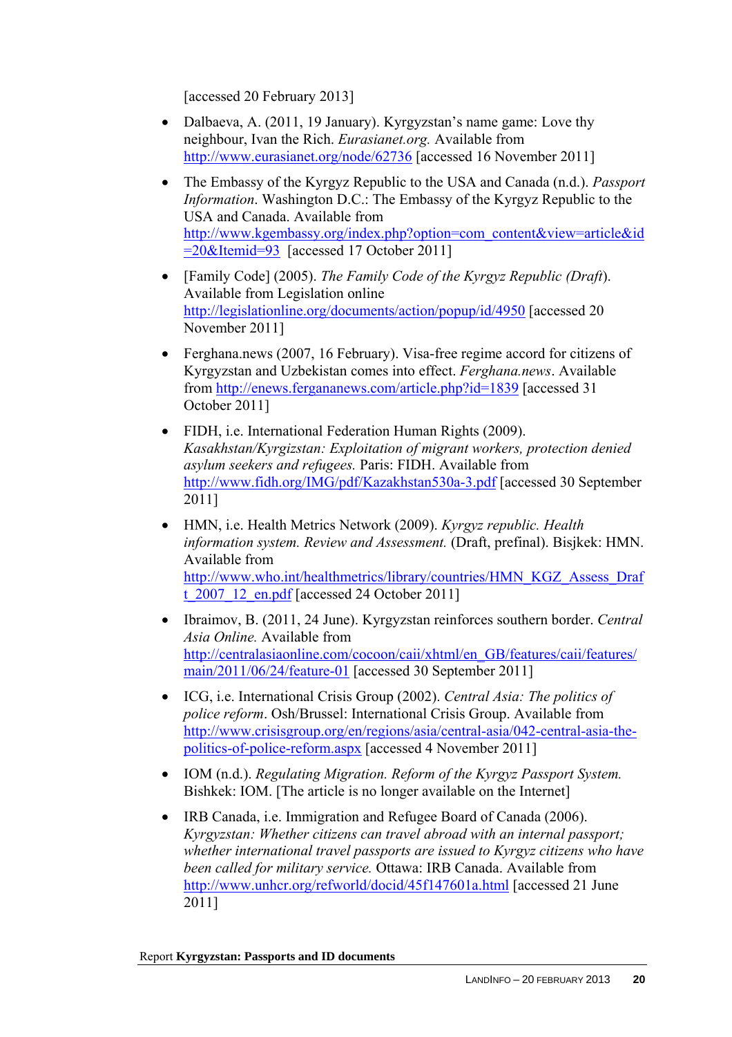[accessed 20 February 2013]

- Dalbaeva, A. (2011, 19 January). Kyrgyzstan's name game: Love thy neighbour, Ivan the Rich. *Eurasianet.org.* Available from http://www.eurasianet.org/node/62736 [accessed 16 November 2011]
- The Embassy of the Kyrgyz Republic to the USA and Canada (n.d.). *Passport Information*. Washington D.C.: The Embassy of the Kyrgyz Republic to the USA and Canada. Available from http://www.kgembassy.org/index.php?option=com_content&view=article&id=20&Itemid=93 [accessed 17 October 2011]
- [Family Code] (2005). *The Family Code of the Kyrgyz Republic (Draft*). Available from Legislation online http://legislationline.org/documents/action/popup/id/4950 [accessed 20 November 2011]
- Ferghana.news (2007, 16 February). Visa-free regime accord for citizens of Kyrgyzstan and Uzbekistan comes into effect. *Ferghana.news*. Available from http://enews.fergananews.com/article.php?id=1839 [accessed 31 October 2011]
- FIDH, i.e. International Federation Human Rights (2009). *Kasakhstan/Kyrgizstan: Exploitation of migrant workers, protection denied asylum seekers and refugees.* Paris: FIDH. Available from http://www.fidh.org/IMG/pdf/Kazakhstan530a-3.pdf [accessed 30 September 2011]
- HMN, i.e. Health Metrics Network (2009). *Kyrgyz republic. Health information system. Review and Assessment.* (Draft, prefinal). Bisjkek: HMN. Available from http://www.who.int/healthmetrics/library/countries/HMN_KGZ_Assess_Draft_2007_12_en.pdf [accessed 24 October 2011]
- Ibraimov, B. (2011, 24 June). Kyrgyzstan reinforces southern border. *Central Asia Online.* Available from http://centralasiaonline.com/cocoon/caii/xhtml/en_GB/features/caii/features/main/2011/06/24/feature-01 [accessed 30 September 2011]
- ICG, i.e. International Crisis Group (2002). *Central Asia: The politics of police reform*. Osh/Brussel: International Crisis Group. Available from http://www.crisisgroup.org/en/regions/asia/central-asia/042-central-asia-the-politics-of-police-reform.aspx [accessed 4 November 2011]
- IOM (n.d.). *Regulating Migration. Reform of the Kyrgyz Passport System.* Bishkek: IOM. [The article is no longer available on the Internet]
- IRB Canada, i.e. Immigration and Refugee Board of Canada (2006). *Kyrgyzstan: Whether citizens can travel abroad with an internal passport; whether international travel passports are issued to Kyrgyz citizens who have been called for military service.* Ottawa: IRB Canada. Available from http://www.unhcr.org/refworld/docid/45f147601a.html [accessed 21 June 2011]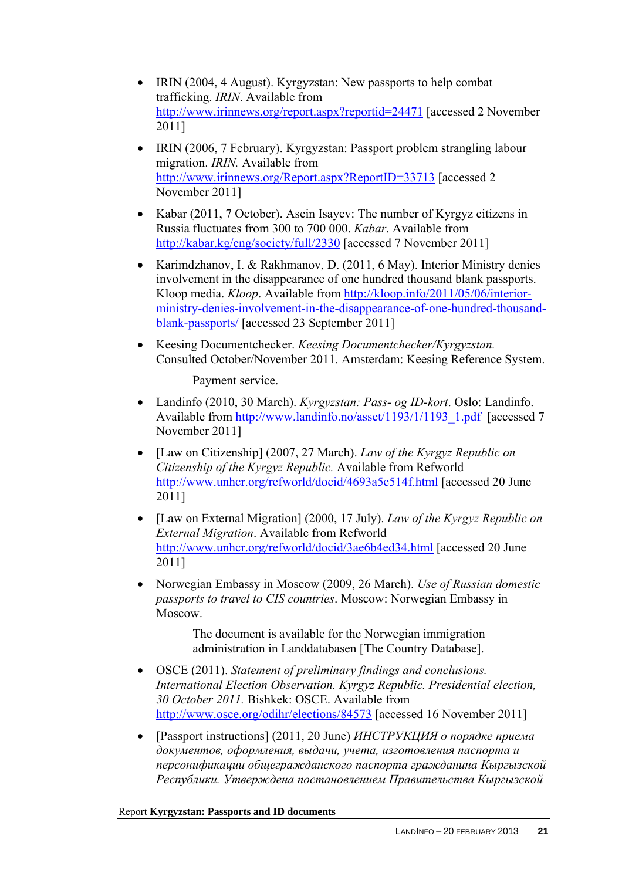- IRIN (2004, 4 August). Kyrgyzstan: New passports to help combat trafficking. *IRIN*. Available from http://www.irinnews.org/report.aspx?reportid=24471 [accessed 2 November 2011]

- IRIN (2006, 7 February). Kyrgyzstan: Passport problem strangling labour migration. *IRIN.* Available from http://www.irinnews.org/Report.aspx?ReportID=33713 [accessed 2 November 2011]

- Kabar (2011, 7 October). Asein Isayev: The number of Kyrgyz citizens in Russia fluctuates from 300 to 700 000. *Kabar*. Available from http://kabar.kg/eng/society/full/2330 [accessed 7 November 2011]

- Karimdzhanov, I. & Rakhmanov, D. (2011, 6 May). Interior Ministry denies involvement in the disappearance of one hundred thousand blank passports. Kloop media. *Kloop*. Available from http://kloop.info/2011/05/06/interior-ministry-denies-involvement-in-the-disappearance-of-one-hundred-thousand-blank-passports/ [accessed 23 September 2011]

- Keesing Documentchecker. *Keesing Documentchecker/Kyrgyzstan.* Consulted October/November 2011. Amsterdam: Keesing Reference System.

  Payment service.

- Landinfo (2010, 30 March). *Kyrgyzstan: Pass- og ID-kort*. Oslo: Landinfo. Available from http://www.landinfo.no/asset/1193/1/1193_1.pdf [accessed 7 November 2011]

- [Law on Citizenship] (2007, 27 March). *Law of the Kyrgyz Republic on Citizenship of the Kyrgyz Republic.* Available from Refworld http://www.unhcr.org/refworld/docid/4693a5e514f.html [accessed 20 June 2011]

- [Law on External Migration] (2000, 17 July). *Law of the Kyrgyz Republic on External Migration*. Available from Refworld http://www.unhcr.org/refworld/docid/3ae6b4ed34.html [accessed 20 June 2011]

- Norwegian Embassy in Moscow (2009, 26 March). *Use of Russian domestic passports to travel to CIS countries*. Moscow: Norwegian Embassy in Moscow.

  The document is available for the Norwegian immigration administration in Landdatabasen [The Country Database].

- OSCE (2011). *Statement of preliminary findings and conclusions. International Election Observation. Kyrgyz Republic. Presidential election, 30 October 2011.* Bishkek: OSCE. Available from http://www.osce.org/odihr/elections/84573 [accessed 16 November 2011]

- [Passport instructions] (2011, 20 June) *ИНСТРУКЦИЯ о порядке приема документов, оформления, выдачи, учета, изготовления паспорта и персонификации общегражданского паспорта гражданина Кыргызской Республики. Утверждена постановлением Правительства Кыргызской*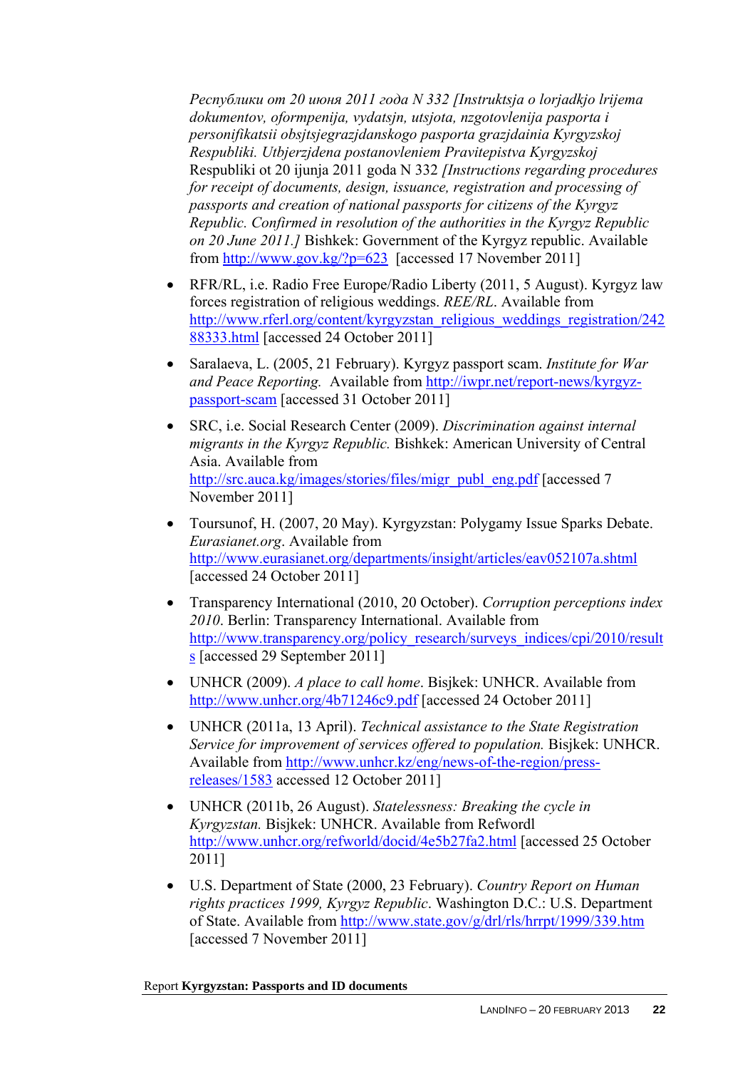*Республики от 20 июня 2011 года N 332 [Instruktsja o lorjadkjo lrijema dokumentov, oformpenija, vydatsjn, utsjota, nzgotovlenija pasporta i personifikatsii obsjtsjegrazjdanskogo pasporta grazjdainia Kyrgyzskoj Respubliki. Utbjerzjdena postanovleniem Pravitepistva Kyrgyzskoj* Respubliki ot 20 ijunja 2011 goda N 332 *[Instructions regarding procedures for receipt of documents, design, issuance, registration and processing of passports and creation of national passports for citizens of the Kyrgyz Republic. Confirmed in resolution of the authorities in the Kyrgyz Republic on 20 June 2011.]* Bishkek: Government of the Kyrgyz republic. Available from http://www.gov.kg/?p=623 [accessed 17 November 2011]

- RFR/RL, i.e. Radio Free Europe/Radio Liberty (2011, 5 August). Kyrgyz law forces registration of religious weddings. *REE/RL*. Available from http://www.rferl.org/content/kyrgyzstan_religious_weddings_registration/24288333.html [accessed 24 October 2011]
- Saralaeva, L. (2005, 21 February). Kyrgyz passport scam. *Institute for War and Peace Reporting.* Available from http://iwpr.net/report-news/kyrgyz-passport-scam [accessed 31 October 2011]
- SRC, i.e. Social Research Center (2009). *Discrimination against internal migrants in the Kyrgyz Republic.* Bishkek: American University of Central Asia. Available from http://src.auca.kg/images/stories/files/migr_publ_eng.pdf [accessed 7 November 2011]
- Toursunof, H. (2007, 20 May). Kyrgyzstan: Polygamy Issue Sparks Debate. *Eurasianet.org*. Available from http://www.eurasianet.org/departments/insight/articles/eav052107a.shtml [accessed 24 October 2011]
- Transparency International (2010, 20 October). *Corruption perceptions index 2010*. Berlin: Transparency International. Available from http://www.transparency.org/policy_research/surveys_indices/cpi/2010/results [accessed 29 September 2011]
- UNHCR (2009). *A place to call home*. Bisjkek: UNHCR. Available from http://www.unhcr.org/4b71246c9.pdf [accessed 24 October 2011]
- UNHCR (2011a, 13 April). *Technical assistance to the State Registration Service for improvement of services offered to population.* Bisjkek: UNHCR. Available from http://www.unhcr.kz/eng/news-of-the-region/press-releases/1583 accessed 12 October 2011]
- UNHCR (2011b, 26 August). *Statelessness: Breaking the cycle in Kyrgyzstan.* Bisjkek: UNHCR. Available from Refwordl http://www.unhcr.org/refworld/docid/4e5b27fa2.html [accessed 25 October 2011]
- U.S. Department of State (2000, 23 February). *Country Report on Human rights practices 1999, Kyrgyz Republic*. Washington D.C.: U.S. Department of State. Available from http://www.state.gov/g/drl/rls/hrrpt/1999/339.htm [accessed 7 November 2011]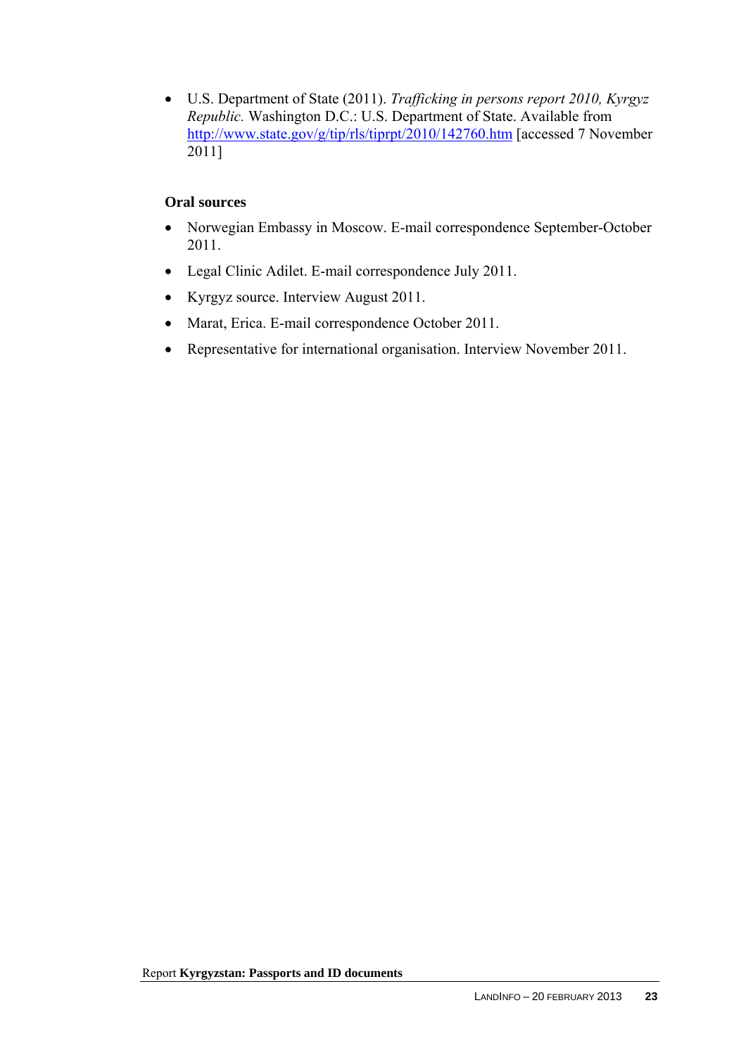- U.S. Department of State (2011). *Trafficking in persons report 2010, Kyrgyz Republic.* Washington D.C.: U.S. Department of State. Available from http://www.state.gov/g/tip/rls/tiprpt/2010/142760.htm [accessed 7 November 2011]

**Oral sources**

- Norwegian Embassy in Moscow. E-mail correspondence September-October 2011.
- Legal Clinic Adilet. E-mail correspondence July 2011.
- Kyrgyz source. Interview August 2011.
- Marat, Erica. E-mail correspondence October 2011.
- Representative for international organisation. Interview November 2011.